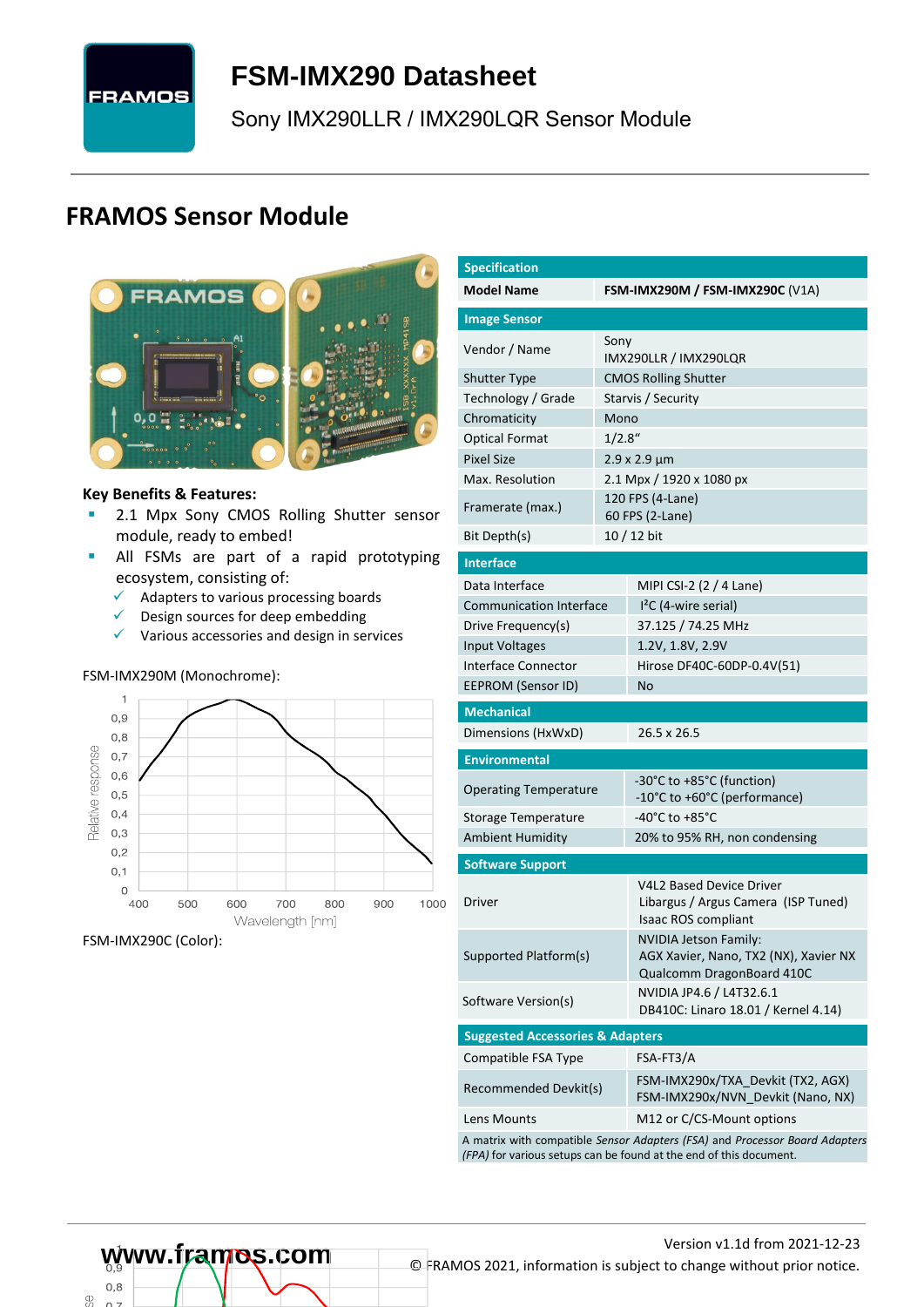# FSM-IMX290 Datasheet

Sony IMX290LLR / IMX290LQR Sensor Module

## FRAMOS Sensor Module

**Key Benefits & Features:**

- 2.1 Mpx Sony CMOS Rolling Shutter sensor module, ready to embed!
- All FSMs are part of a rapid prototyping ecosystem, consisting of:
  - ✓ Adapters to various processing boards
  - ✓ Design sources for deep embedding
  - ✓ Various accessories and design in services

FSM-IMX290M (Monochrome):

FSM-IMX290C (Color):

| Specification | |
|---|---|
| **Model Name** | **FSM-IMX290M / FSM-IMX290C** (V1A) |
| **Image Sensor** | |
| Vendor / Name | Sony<br>IMX290LLR / IMX290LQR |
| Shutter Type | CMOS Rolling Shutter |
| Technology / Grade | Starvis / Security |
| Chromaticity | Mono |
| Optical Format | 1/2.8“ |
| Pixel Size | 2.9 x 2.9 µm |
| Max. Resolution | 2.1 Mpx / 1920 x 1080 px |
| Framerate (max.) | 120 FPS (4-Lane)<br>60 FPS (2-Lane) |
| Bit Depth(s) | 10 / 12 bit |
| **Interface** | |
| Data Interface | MIPI CSI-2 (2 / 4 Lane) |
| Communication Interface | I²C (4-wire serial) |
| Drive Frequency(s) | 37.125 / 74.25 MHz |
| Input Voltages | 1.2V, 1.8V, 2.9V |
| Interface Connector | Hirose DF40C-60DP-0.4V(51) |
| EEPROM (Sensor ID) | No |
| **Mechanical** | |
| Dimensions (HxWxD) | 26.5 x 26.5 |
| **Environmental** | |
| Operating Temperature | -30°C to +85°C (function)<br>-10°C to +60°C (performance) |
| Storage Temperature | -40°C to +85°C |
| Ambient Humidity | 20% to 95% RH, non condensing |
| **Software Support** | |
| Driver | V4L2 Based Device Driver<br>Libargus / Argus Camera (ISP Tuned)<br>Isaac ROS compliant |
| Supported Platform(s) | NVIDIA Jetson Family:<br>AGX Xavier, Nano, TX2 (NX), Xavier NX<br>Qualcomm DragonBoard 410C |
| Software Version(s) | NVIDIA JP4.6 / L4T32.6.1<br>DB410C: Linaro 18.01 / Kernel 4.14) |
| **Suggested Accessories & Adapters** | |
| Compatible FSA Type | FSA-FT3/A |
| Recommended Devkit(s) | FSM-IMX290x/TXA_Devkit (TX2, AGX)<br>FSM-IMX290x/NVN_Devkit (Nano, NX) |
| Lens Mounts | M12 or C/CS-Mount options |

A matrix with compatible *Sensor Adapters (FSA)* and *Processor Board Adapters (FPA)* for various setups can be found at the end of this document.

www.framos.com

Version v1.1d from 2021-12-23

© FRAMOS 2021, information is subject to change without prior notice.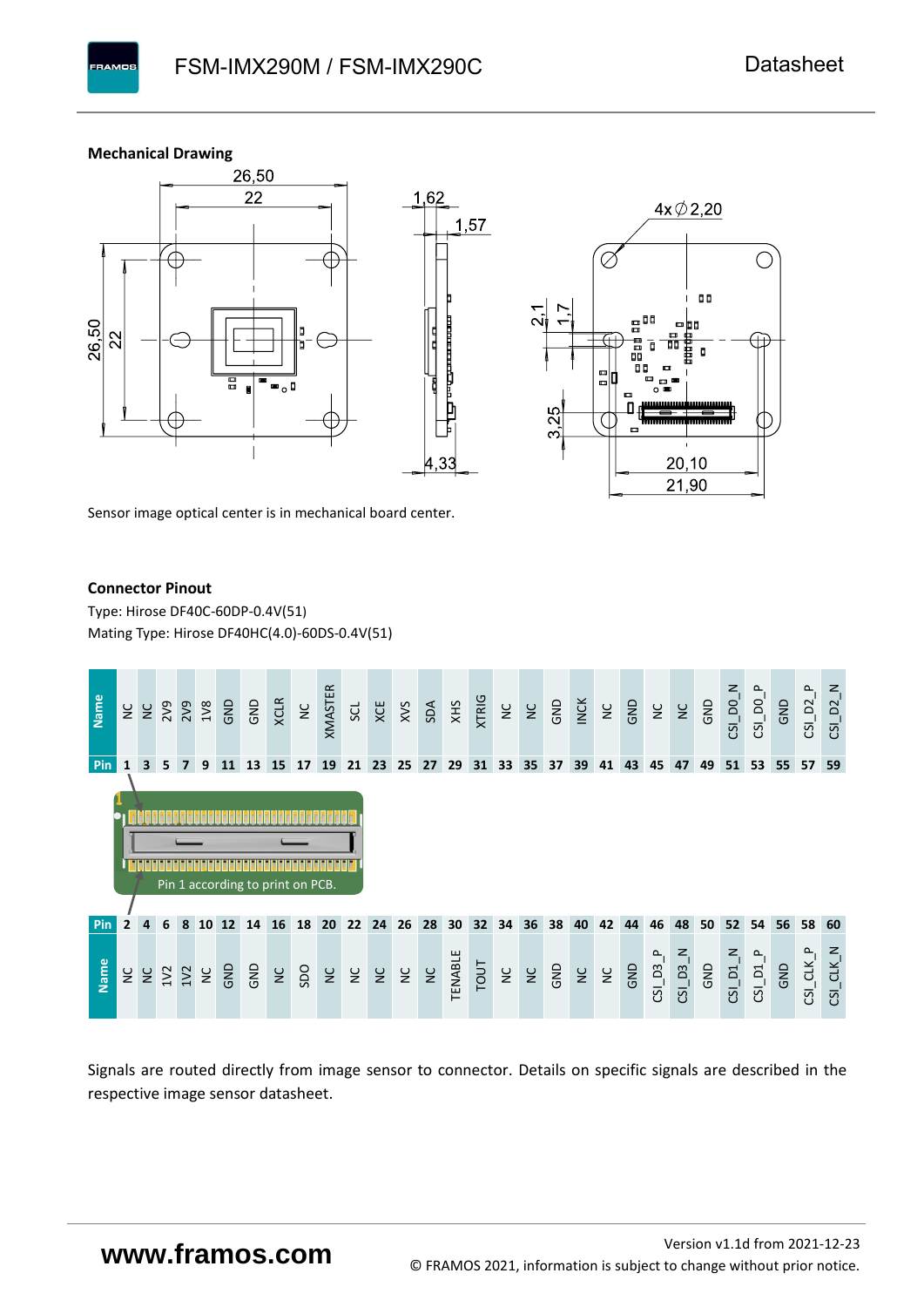### Mechanical Drawing

Sensor image optical center is in mechanical board center.

### Connector Pinout

Type: Hirose DF40C-60DP-0.4V(51)
Mating Type: Hirose DF40HC(4.0)-60DS-0.4V(51)

| Pin | Name | Pin | Name |
|---|---|---|---|
| 1 | NC | 2 | NC |
| 3 | NC | 4 | NC |
| 5 | 2V9 | 6 | 1V2 |
| 7 | 2V9 | 8 | 1V2 |
| 9 | 1V8 | 10 | NC |
| 11 | GND | 12 | GND |
| 13 | GND | 14 | GND |
| 15 | XCLR | 16 | NC |
| 17 | NC | 18 | SDO |
| 19 | XMASTER | 20 | NC |
| 21 | SCL | 22 | NC |
| 23 | XCE | 24 | NC |
| 25 | XVS | 26 | NC |
| 27 | SDA | 28 | NC |
| 29 | XHS | 30 | TENABLE |
| 31 | XTRIG | 32 | TOUT |
| 33 | NC | 34 | NC |
| 35 | NC | 36 | NC |
| 37 | GND | 38 | GND |
| 39 | INCK | 40 | NC |
| 41 | NC | 42 | NC |
| 43 | GND | 44 | GND |
| 45 | NC | 46 | CSI_D3_P |
| 47 | NC | 48 | CSI_D3_N |
| 49 | GND | 50 | GND |
| 51 | CSI_D0_N | 52 | CSI_D1_N |
| 53 | CSI_D0_P | 54 | CSI_D1_P |
| 55 | GND | 56 | GND |
| 57 | CSI_D2_P | 58 | CSI_CLK_P |
| 59 | CSI_D2_N | 60 | CSI_CLK_N |

Pin 1 according to print on PCB.

Signals are routed directly from image sensor to connector. Details on specific signals are described in the respective image sensor datasheet.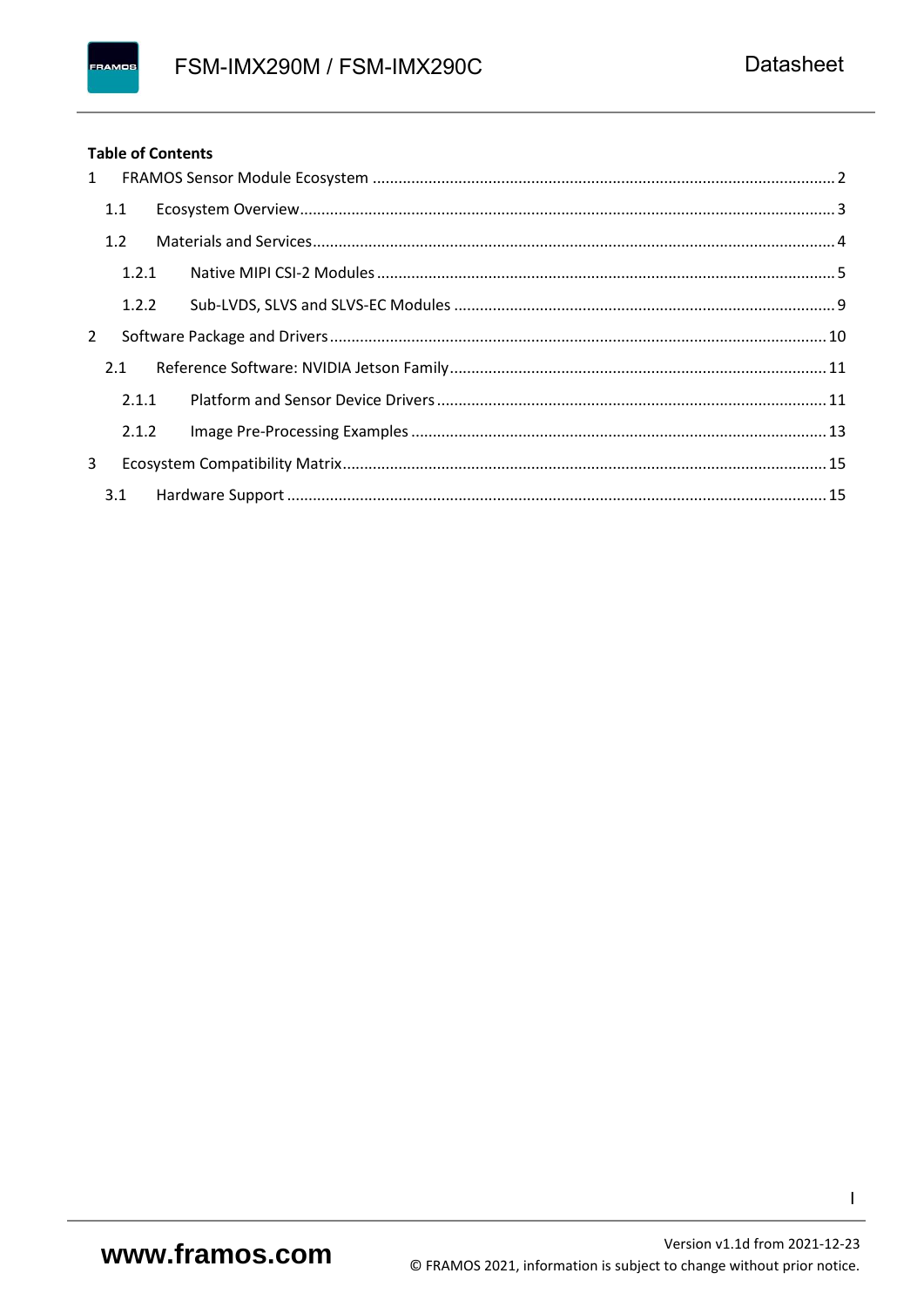**Table of Contents**

- 1 FRAMOS Sensor Module Ecosystem .......... 2
  - 1.1 Ecosystem Overview .......... 3
  - 1.2 Materials and Services .......... 4
    - 1.2.1 Native MIPI CSI-2 Modules .......... 5
    - 1.2.2 Sub-LVDS, SLVS and SLVS-EC Modules .......... 9
- 2 Software Package and Drivers .......... 10
  - 2.1 Reference Software: NVIDIA Jetson Family .......... 11
    - 2.1.1 Platform and Sensor Device Drivers .......... 11
    - 2.1.2 Image Pre-Processing Examples .......... 13
- 3 Ecosystem Compatibility Matrix .......... 15
  - 3.1 Hardware Support .......... 15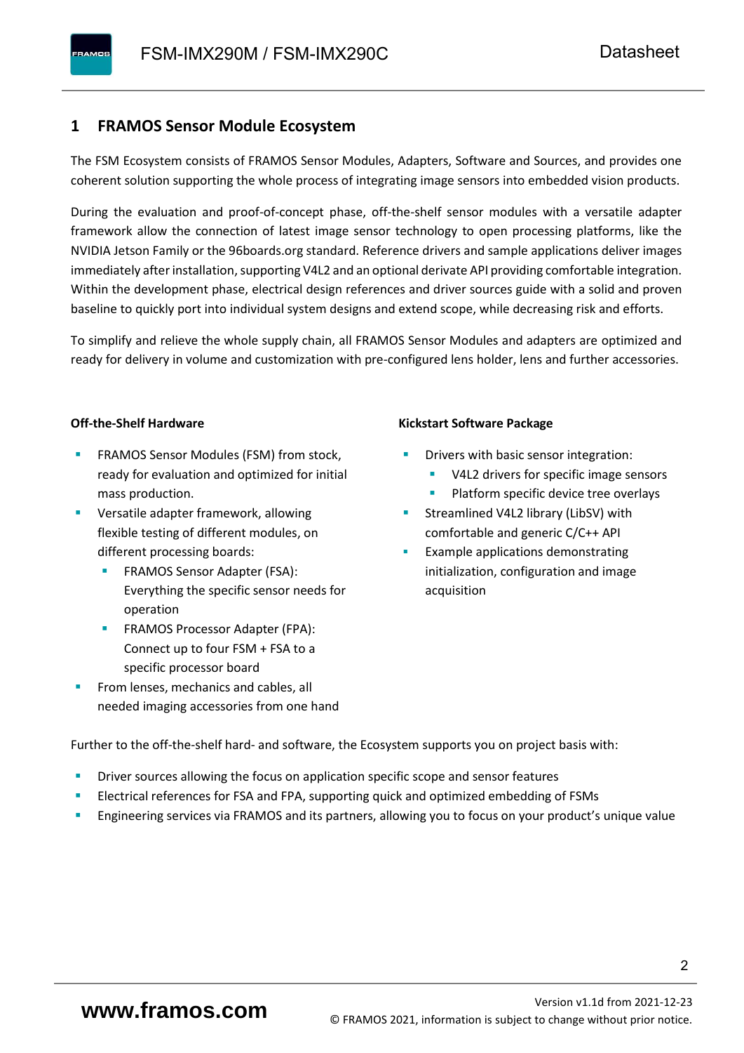# 1 FRAMOS Sensor Module Ecosystem

The FSM Ecosystem consists of FRAMOS Sensor Modules, Adapters, Software and Sources, and provides one coherent solution supporting the whole process of integrating image sensors into embedded vision products.

During the evaluation and proof-of-concept phase, off-the-shelf sensor modules with a versatile adapter framework allow the connection of latest image sensor technology to open processing platforms, like the NVIDIA Jetson Family or the 96boards.org standard. Reference drivers and sample applications deliver images immediately after installation, supporting V4L2 and an optional derivate API providing comfortable integration. Within the development phase, electrical design references and driver sources guide with a solid and proven baseline to quickly port into individual system designs and extend scope, while decreasing risk and efforts.

To simplify and relieve the whole supply chain, all FRAMOS Sensor Modules and adapters are optimized and ready for delivery in volume and customization with pre-configured lens holder, lens and further accessories.

**Off-the-Shelf Hardware**

- FRAMOS Sensor Modules (FSM) from stock, ready for evaluation and optimized for initial mass production.
- Versatile adapter framework, allowing flexible testing of different modules, on different processing boards:
  - FRAMOS Sensor Adapter (FSA): Everything the specific sensor needs for operation
  - FRAMOS Processor Adapter (FPA): Connect up to four FSM + FSA to a specific processor board
- From lenses, mechanics and cables, all needed imaging accessories from one hand

**Kickstart Software Package**

- Drivers with basic sensor integration:
  - V4L2 drivers for specific image sensors
  - Platform specific device tree overlays
- Streamlined V4L2 library (LibSV) with comfortable and generic C/C++ API
- Example applications demonstrating initialization, configuration and image acquisition

Further to the off-the-shelf hard- and software, the Ecosystem supports you on project basis with:

- Driver sources allowing the focus on application specific scope and sensor features
- Electrical references for FSA and FPA, supporting quick and optimized embedding of FSMs
- Engineering services via FRAMOS and its partners, allowing you to focus on your product's unique value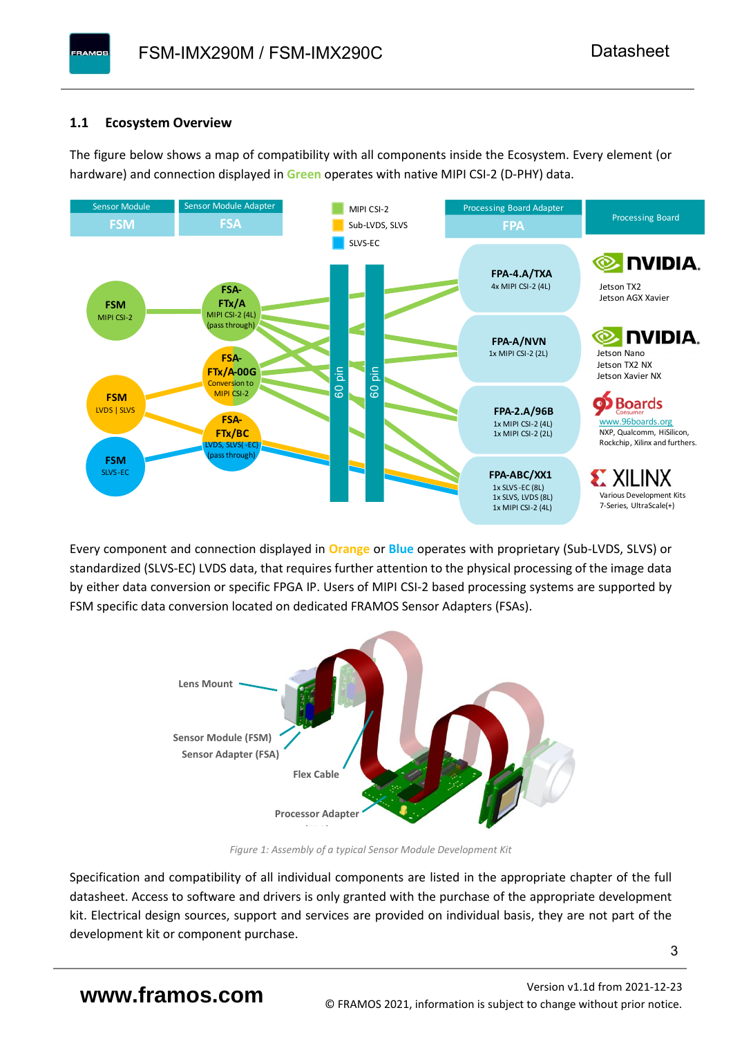## 1.1 Ecosystem Overview

The figure below shows a map of compatibility with all components inside the Ecosystem. Every element (or hardware) and connection displayed in **Green** operates with native MIPI CSI-2 (D-PHY) data.

Every component and connection displayed in **Orange** or **Blue** operates with proprietary (Sub-LVDS, SLVS) or standardized (SLVS-EC) LVDS data, that requires further attention to the physical processing of the image data by either data conversion or specific FPGA IP. Users of MIPI CSI-2 based processing systems are supported by FSM specific data conversion located on dedicated FRAMOS Sensor Adapters (FSAs).

*Figure 1: Assembly of a typical Sensor Module Development Kit*

Specification and compatibility of all individual components are listed in the appropriate chapter of the full datasheet. Access to software and drivers is only granted with the purchase of the appropriate development kit. Electrical design sources, support and services are provided on individual basis, they are not part of the development kit or component purchase.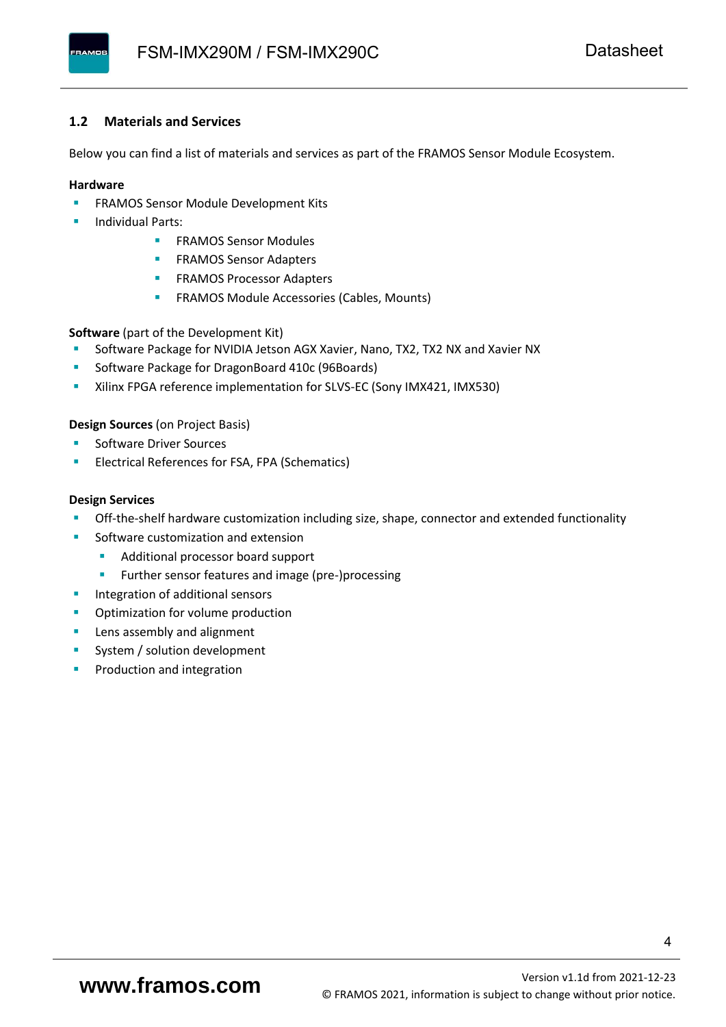## 1.2 Materials and Services

Below you can find a list of materials and services as part of the FRAMOS Sensor Module Ecosystem.

**Hardware**

- FRAMOS Sensor Module Development Kits
- Individual Parts:
    - FRAMOS Sensor Modules
    - FRAMOS Sensor Adapters
    - FRAMOS Processor Adapters
    - FRAMOS Module Accessories (Cables, Mounts)

**Software** (part of the Development Kit)

- Software Package for NVIDIA Jetson AGX Xavier, Nano, TX2, TX2 NX and Xavier NX
- Software Package for DragonBoard 410c (96Boards)
- Xilinx FPGA reference implementation for SLVS-EC (Sony IMX421, IMX530)

**Design Sources** (on Project Basis)

- Software Driver Sources
- Electrical References for FSA, FPA (Schematics)

**Design Services**

- Off-the-shelf hardware customization including size, shape, connector and extended functionality
- Software customization and extension
    - Additional processor board support
    - Further sensor features and image (pre-)processing
- Integration of additional sensors
- Optimization for volume production
- Lens assembly and alignment
- System / solution development
- Production and integration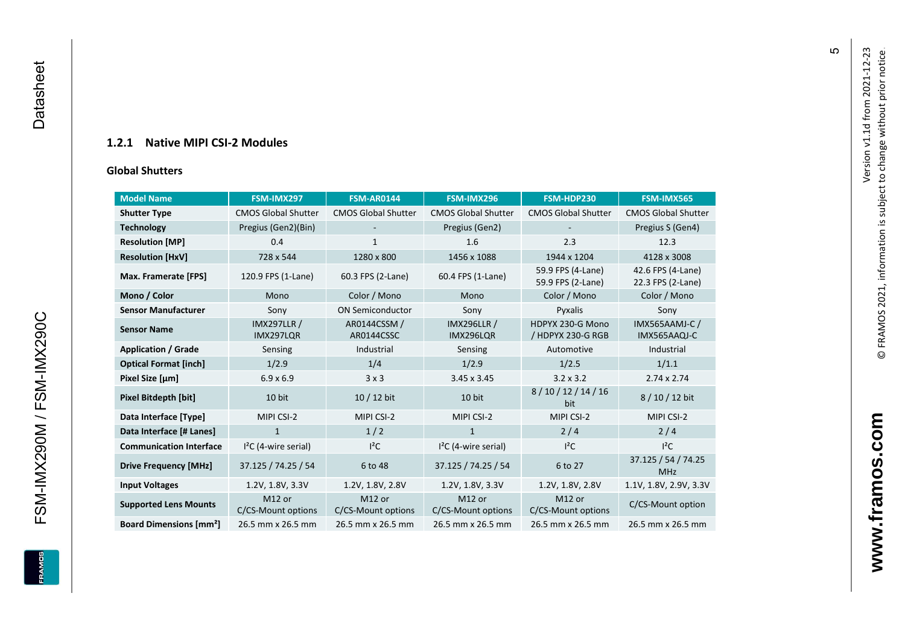### 1.2.1 Native MIPI CSI-2 Modules

#### Global Shutters

| Model Name | FSM-IMX297 | FSM-AR0144 | FSM-IMX296 | FSM-HDP230 | FSM-IMX565 |
|---|---|---|---|---|---|
| **Shutter Type** | CMOS Global Shutter | CMOS Global Shutter | CMOS Global Shutter | CMOS Global Shutter | CMOS Global Shutter |
| **Technology** | Pregius (Gen2)(Bin) | - | Pregius (Gen2) | - | Pregius S (Gen4) |
| **Resolution [MP]** | 0.4 | 1 | 1.6 | 2.3 | 12.3 |
| **Resolution [HxV]** | 728 x 544 | 1280 x 800 | 1456 x 1088 | 1944 x 1204 | 4128 x 3008 |
| **Max. Framerate [FPS]** | 120.9 FPS (1-Lane) | 60.3 FPS (2-Lane) | 60.4 FPS (1-Lane) | 59.9 FPS (4-Lane) 59.9 FPS (2-Lane) | 42.6 FPS (4-Lane) 22.3 FPS (2-Lane) |
| **Mono / Color** | Mono | Color / Mono | Mono | Color / Mono | Color / Mono |
| **Sensor Manufacturer** | Sony | ON Semiconductor | Sony | Pyxalis | Sony |
| **Sensor Name** | IMX297LLR / IMX297LQR | AR0144CSSM / AR0144CSSC | IMX296LLR / IMX296LQR | HDPYX 230-G Mono / HDPYX 230-G RGB | IMX565AAMJ-C / IMX565AAQJ-C |
| **Application / Grade** | Sensing | Industrial | Sensing | Automotive | Industrial |
| **Optical Format [inch]** | 1/2.9 | 1/4 | 1/2.9 | 1/2.5 | 1/1.1 |
| **Pixel Size [µm]** | 6.9 x 6.9 | 3 x 3 | 3.45 x 3.45 | 3.2 x 3.2 | 2.74 x 2.74 |
| **Pixel Bitdepth [bit]** | 10 bit | 10 / 12 bit | 10 bit | 8 / 10 / 12 / 14 / 16 bit | 8 / 10 / 12 bit |
| **Data Interface [Type]** | MIPI CSI-2 | MIPI CSI-2 | MIPI CSI-2 | MIPI CSI-2 | MIPI CSI-2 |
| **Data Interface [# Lanes]** | 1 | 1 / 2 | 1 | 2 / 4 | 2 / 4 |
| **Communication Interface** | I²C (4-wire serial) | I²C | I²C (4-wire serial) | I²C | I²C |
| **Drive Frequency [MHz]** | 37.125 / 74.25 / 54 | 6 to 48 | 37.125 / 74.25 / 54 | 6 to 27 | 37.125 / 54 / 74.25 MHz |
| **Input Voltages** | 1.2V, 1.8V, 3.3V | 1.2V, 1.8V, 2.8V | 1.2V, 1.8V, 3.3V | 1.2V, 1.8V, 2.8V | 1.1V, 1.8V, 2.9V, 3.3V |
| **Supported Lens Mounts** | M12 or C/CS-Mount options | M12 or C/CS-Mount options | M12 or C/CS-Mount options | M12 or C/CS-Mount options | C/CS-Mount option |
| **Board Dimensions [mm²]** | 26.5 mm x 26.5 mm | 26.5 mm x 26.5 mm | 26.5 mm x 26.5 mm | 26.5 mm x 26.5 mm | 26.5 mm x 26.5 mm |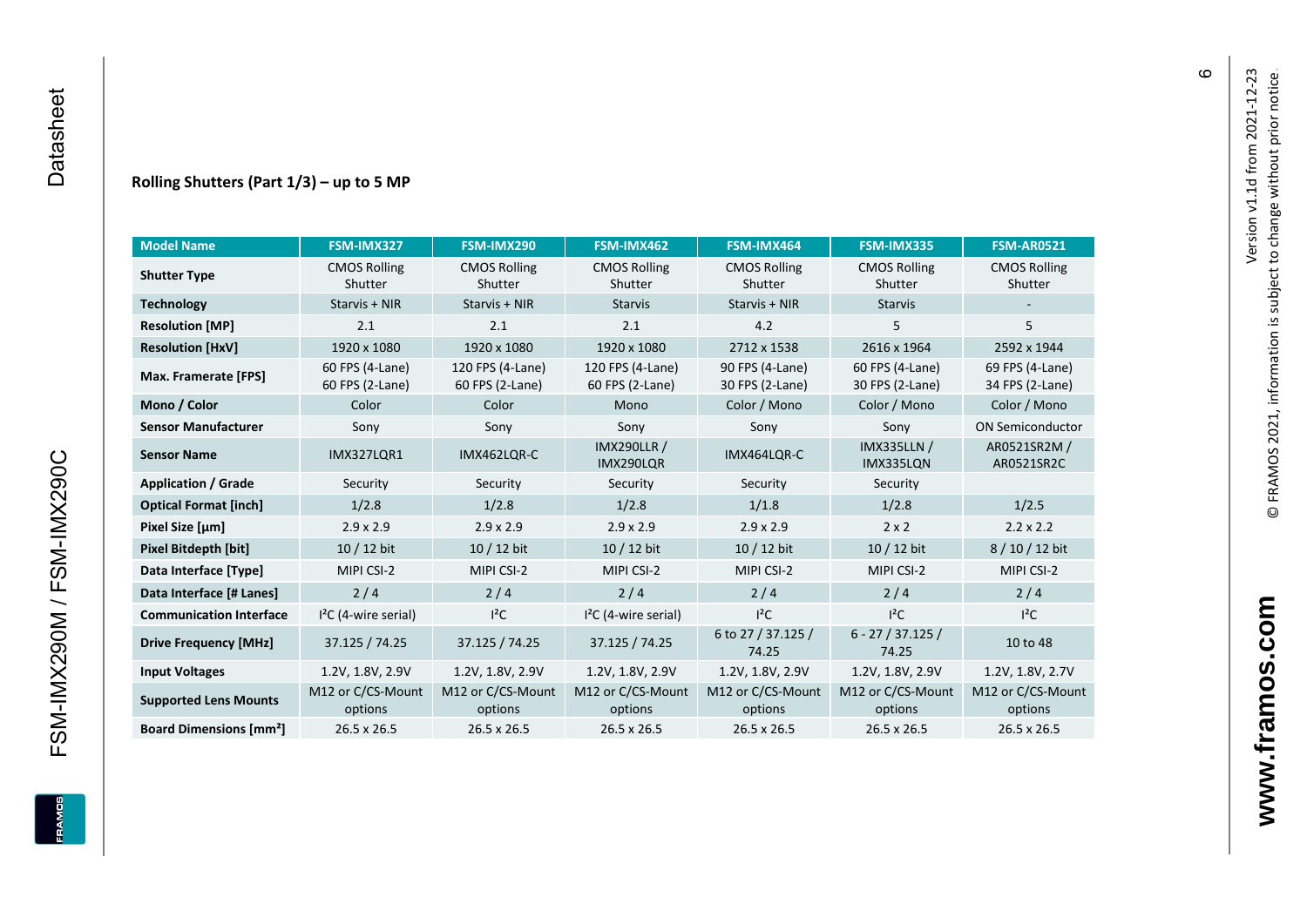## Rolling Shutters (Part 1/3) – up to 5 MP

| Model Name | FSM-IMX327 | FSM-IMX290 | FSM-IMX462 | FSM-IMX464 | FSM-IMX335 | FSM-AR0521 |
|---|---|---|---|---|---|---|
| **Shutter Type** | CMOS Rolling Shutter | CMOS Rolling Shutter | CMOS Rolling Shutter | CMOS Rolling Shutter | CMOS Rolling Shutter | CMOS Rolling Shutter |
| **Technology** | Starvis + NIR | Starvis + NIR | Starvis | Starvis + NIR | Starvis | - |
| **Resolution [MP]** | 2.1 | 2.1 | 2.1 | 4.2 | 5 | 5 |
| **Resolution [HxV]** | 1920 x 1080 | 1920 x 1080 | 1920 x 1080 | 2712 x 1538 | 2616 x 1964 | 2592 x 1944 |
| **Max. Framerate [FPS]** | 60 FPS (4-Lane) 60 FPS (2-Lane) | 120 FPS (4-Lane) 60 FPS (2-Lane) | 120 FPS (4-Lane) 60 FPS (2-Lane) | 90 FPS (4-Lane) 30 FPS (2-Lane) | 60 FPS (4-Lane) 30 FPS (2-Lane) | 69 FPS (4-Lane) 34 FPS (2-Lane) |
| **Mono / Color** | Color | Color | Mono | Color / Mono | Color / Mono | Color / Mono |
| **Sensor Manufacturer** | Sony | Sony | Sony | Sony | Sony | ON Semiconductor |
| **Sensor Name** | IMX327LQR1 | IMX462LQR-C | IMX290LLR / IMX290LQR | IMX464LQR-C | IMX335LLN / IMX335LQN | AR0521SR2M / AR0521SR2C |
| **Application / Grade** | Security | Security | Security | Security | Security | |
| **Optical Format [inch]** | 1/2.8 | 1/2.8 | 1/2.8 | 1/1.8 | 1/2.8 | 1/2.5 |
| **Pixel Size [µm]** | 2.9 x 2.9 | 2.9 x 2.9 | 2.9 x 2.9 | 2.9 x 2.9 | 2 x 2 | 2.2 x 2.2 |
| **Pixel Bitdepth [bit]** | 10 / 12 bit | 10 / 12 bit | 10 / 12 bit | 10 / 12 bit | 10 / 12 bit | 8 / 10 / 12 bit |
| **Data Interface [Type]** | MIPI CSI-2 | MIPI CSI-2 | MIPI CSI-2 | MIPI CSI-2 | MIPI CSI-2 | MIPI CSI-2 |
| **Data Interface [# Lanes]** | 2 / 4 | 2 / 4 | 2 / 4 | 2 / 4 | 2 / 4 | 2 / 4 |
| **Communication Interface** | I²C (4-wire serial) | I²C | I²C (4-wire serial) | I²C | I²C | I²C |
| **Drive Frequency [MHz]** | 37.125 / 74.25 | 37.125 / 74.25 | 37.125 / 74.25 | 6 to 27 / 37.125 / 74.25 | 6 - 27 / 37.125 / 74.25 | 10 to 48 |
| **Input Voltages** | 1.2V, 1.8V, 2.9V | 1.2V, 1.8V, 2.9V | 1.2V, 1.8V, 2.9V | 1.2V, 1.8V, 2.9V | 1.2V, 1.8V, 2.9V | 1.2V, 1.8V, 2.7V |
| **Supported Lens Mounts** | M12 or C/CS-Mount options | M12 or C/CS-Mount options | M12 or C/CS-Mount options | M12 or C/CS-Mount options | M12 or C/CS-Mount options | M12 or C/CS-Mount options |
| **Board Dimensions [mm²]** | 26.5 x 26.5 | 26.5 x 26.5 | 26.5 x 26.5 | 26.5 x 26.5 | 26.5 x 26.5 | 26.5 x 26.5 |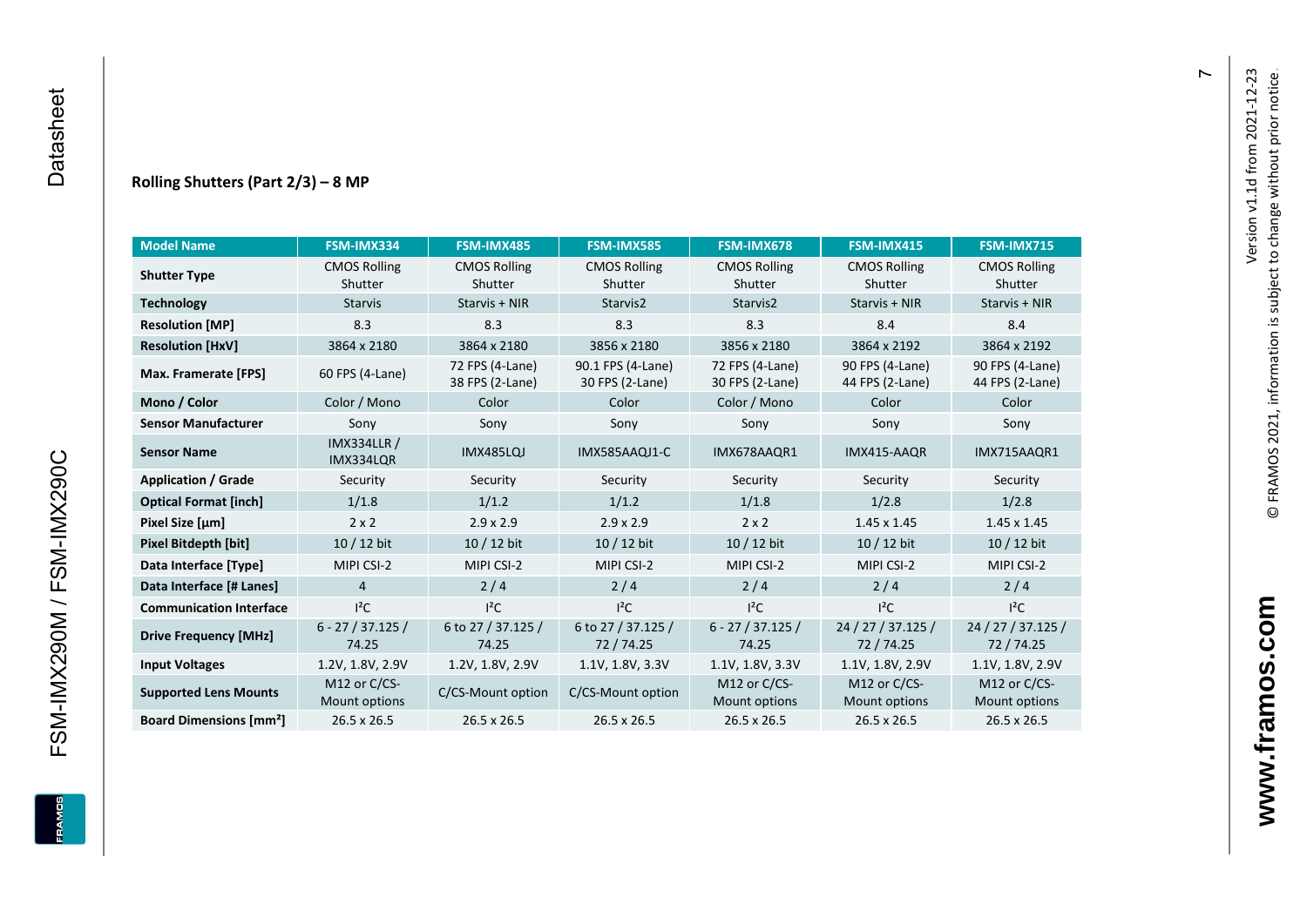### Rolling Shutters (Part 2/3) – 8 MP

| Model Name | FSM-IMX334 | FSM-IMX485 | FSM-IMX585 | FSM-IMX678 | FSM-IMX415 | FSM-IMX715 |
|---|---|---|---|---|---|---|
| **Shutter Type** | CMOS Rolling Shutter | CMOS Rolling Shutter | CMOS Rolling Shutter | CMOS Rolling Shutter | CMOS Rolling Shutter | CMOS Rolling Shutter |
| **Technology** | Starvis | Starvis + NIR | Starvis2 | Starvis2 | Starvis + NIR | Starvis + NIR |
| **Resolution [MP]** | 8.3 | 8.3 | 8.3 | 8.3 | 8.4 | 8.4 |
| **Resolution [HxV]** | 3864 x 2180 | 3864 x 2180 | 3856 x 2180 | 3856 x 2180 | 3864 x 2192 | 3864 x 2192 |
| **Max. Framerate [FPS]** | 60 FPS (4-Lane) | 72 FPS (4-Lane) 38 FPS (2-Lane) | 90.1 FPS (4-Lane) 30 FPS (2-Lane) | 72 FPS (4-Lane) 30 FPS (2-Lane) | 90 FPS (4-Lane) 44 FPS (2-Lane) | 90 FPS (4-Lane) 44 FPS (2-Lane) |
| **Mono / Color** | Color / Mono | Color | Color | Color / Mono | Color | Color |
| **Sensor Manufacturer** | Sony | Sony | Sony | Sony | Sony | Sony |
| **Sensor Name** | IMX334LLR / IMX334LQR | IMX485LQJ | IMX585AAQJ1-C | IMX678AAQR1 | IMX415-AAQR | IMX715AAQR1 |
| **Application / Grade** | Security | Security | Security | Security | Security | Security |
| **Optical Format [inch]** | 1/1.8 | 1/1.2 | 1/1.2 | 1/1.8 | 1/2.8 | 1/2.8 |
| **Pixel Size [µm]** | 2 x 2 | 2.9 x 2.9 | 2.9 x 2.9 | 2 x 2 | 1.45 x 1.45 | 1.45 x 1.45 |
| **Pixel Bitdepth [bit]** | 10 / 12 bit | 10 / 12 bit | 10 / 12 bit | 10 / 12 bit | 10 / 12 bit | 10 / 12 bit |
| **Data Interface [Type]** | MIPI CSI-2 | MIPI CSI-2 | MIPI CSI-2 | MIPI CSI-2 | MIPI CSI-2 | MIPI CSI-2 |
| **Data Interface [# Lanes]** | 4 | 2 / 4 | 2 / 4 | 2 / 4 | 2 / 4 | 2 / 4 |
| **Communication Interface** | I²C | I²C | I²C | I²C | I²C | I²C |
| **Drive Frequency [MHz]** | 6 - 27 / 37.125 / 74.25 | 6 to 27 / 37.125 / 74.25 | 6 to 27 / 37.125 / 72 / 74.25 | 6 - 27 / 37.125 / 74.25 | 24 / 27 / 37.125 / 72 / 74.25 | 24 / 27 / 37.125 / 72 / 74.25 |
| **Input Voltages** | 1.2V, 1.8V, 2.9V | 1.2V, 1.8V, 2.9V | 1.1V, 1.8V, 3.3V | 1.1V, 1.8V, 3.3V | 1.1V, 1.8V, 2.9V | 1.1V, 1.8V, 2.9V |
| **Supported Lens Mounts** | M12 or C/CS-Mount options | C/CS-Mount option | C/CS-Mount option | M12 or C/CS-Mount options | M12 or C/CS-Mount options | M12 or C/CS-Mount options |
| **Board Dimensions [mm²]** | 26.5 x 26.5 | 26.5 x 26.5 | 26.5 x 26.5 | 26.5 x 26.5 | 26.5 x 26.5 | 26.5 x 26.5 |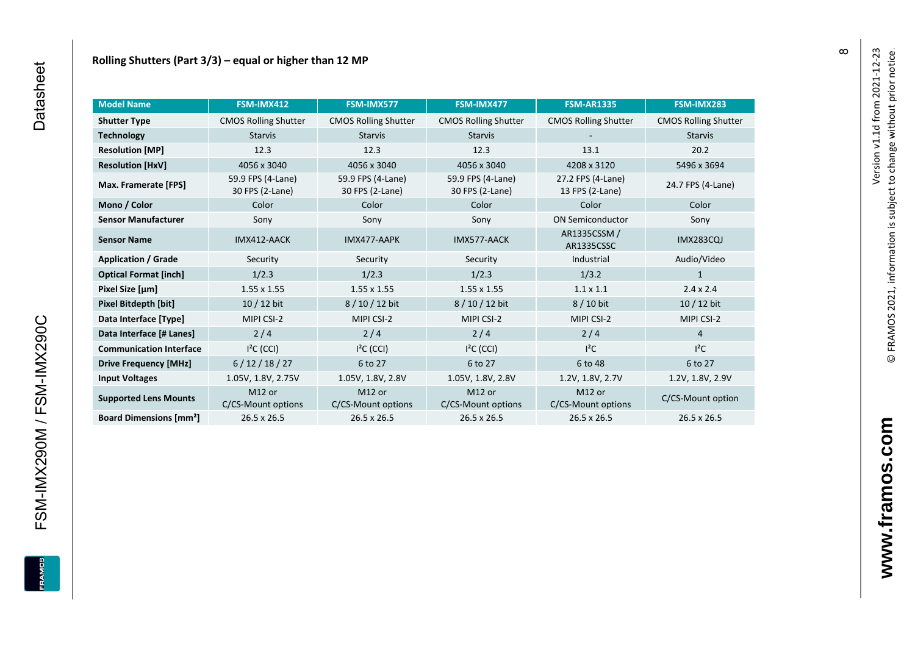## Rolling Shutters (Part 3/3) – equal or higher than 12 MP

| Model Name | FSM-IMX412 | FSM-IMX577 | FSM-IMX477 | FSM-AR1335 | FSM-IMX283 |
|---|---|---|---|---|---|
| **Shutter Type** | CMOS Rolling Shutter | CMOS Rolling Shutter | CMOS Rolling Shutter | CMOS Rolling Shutter | CMOS Rolling Shutter |
| **Technology** | Starvis | Starvis | Starvis | - | Starvis |
| **Resolution [MP]** | 12.3 | 12.3 | 12.3 | 13.1 | 20.2 |
| **Resolution [HxV]** | 4056 x 3040 | 4056 x 3040 | 4056 x 3040 | 4208 x 3120 | 5496 x 3694 |
| **Max. Framerate [FPS]** | 59.9 FPS (4-Lane) 30 FPS (2-Lane) | 59.9 FPS (4-Lane) 30 FPS (2-Lane) | 59.9 FPS (4-Lane) 30 FPS (2-Lane) | 27.2 FPS (4-Lane) 13 FPS (2-Lane) | 24.7 FPS (4-Lane) |
| **Mono / Color** | Color | Color | Color | Color | Color |
| **Sensor Manufacturer** | Sony | Sony | Sony | ON Semiconductor | Sony |
| **Sensor Name** | IMX412-AACK | IMX477-AAPK | IMX577-AACK | AR1335CSSM / AR1335CSSC | IMX283CQJ |
| **Application / Grade** | Security | Security | Security | Industrial | Audio/Video |
| **Optical Format [inch]** | 1/2.3 | 1/2.3 | 1/2.3 | 1/3.2 | 1 |
| **Pixel Size [µm]** | 1.55 x 1.55 | 1.55 x 1.55 | 1.55 x 1.55 | 1.1 x 1.1 | 2.4 x 2.4 |
| **Pixel Bitdepth [bit]** | 10 / 12 bit | 8 / 10 / 12 bit | 8 / 10 / 12 bit | 8 / 10 bit | 10 / 12 bit |
| **Data Interface [Type]** | MIPI CSI-2 | MIPI CSI-2 | MIPI CSI-2 | MIPI CSI-2 | MIPI CSI-2 |
| **Data Interface [# Lanes]** | 2 / 4 | 2 / 4 | 2 / 4 | 2 / 4 | 4 |
| **Communication Interface** | I²C (CCI) | I²C (CCI) | I²C (CCI) | I²C | I²C |
| **Drive Frequency [MHz]** | 6 / 12 / 18 / 27 | 6 to 27 | 6 to 27 | 6 to 48 | 6 to 27 |
| **Input Voltages** | 1.05V, 1.8V, 2.75V | 1.05V, 1.8V, 2.8V | 1.05V, 1.8V, 2.8V | 1.2V, 1.8V, 2.7V | 1.2V, 1.8V, 2.9V |
| **Supported Lens Mounts** | M12 or C/CS-Mount options | M12 or C/CS-Mount options | M12 or C/CS-Mount options | M12 or C/CS-Mount options | C/CS-Mount option |
| **Board Dimensions [mm²]** | 26.5 x 26.5 | 26.5 x 26.5 | 26.5 x 26.5 | 26.5 x 26.5 | 26.5 x 26.5 |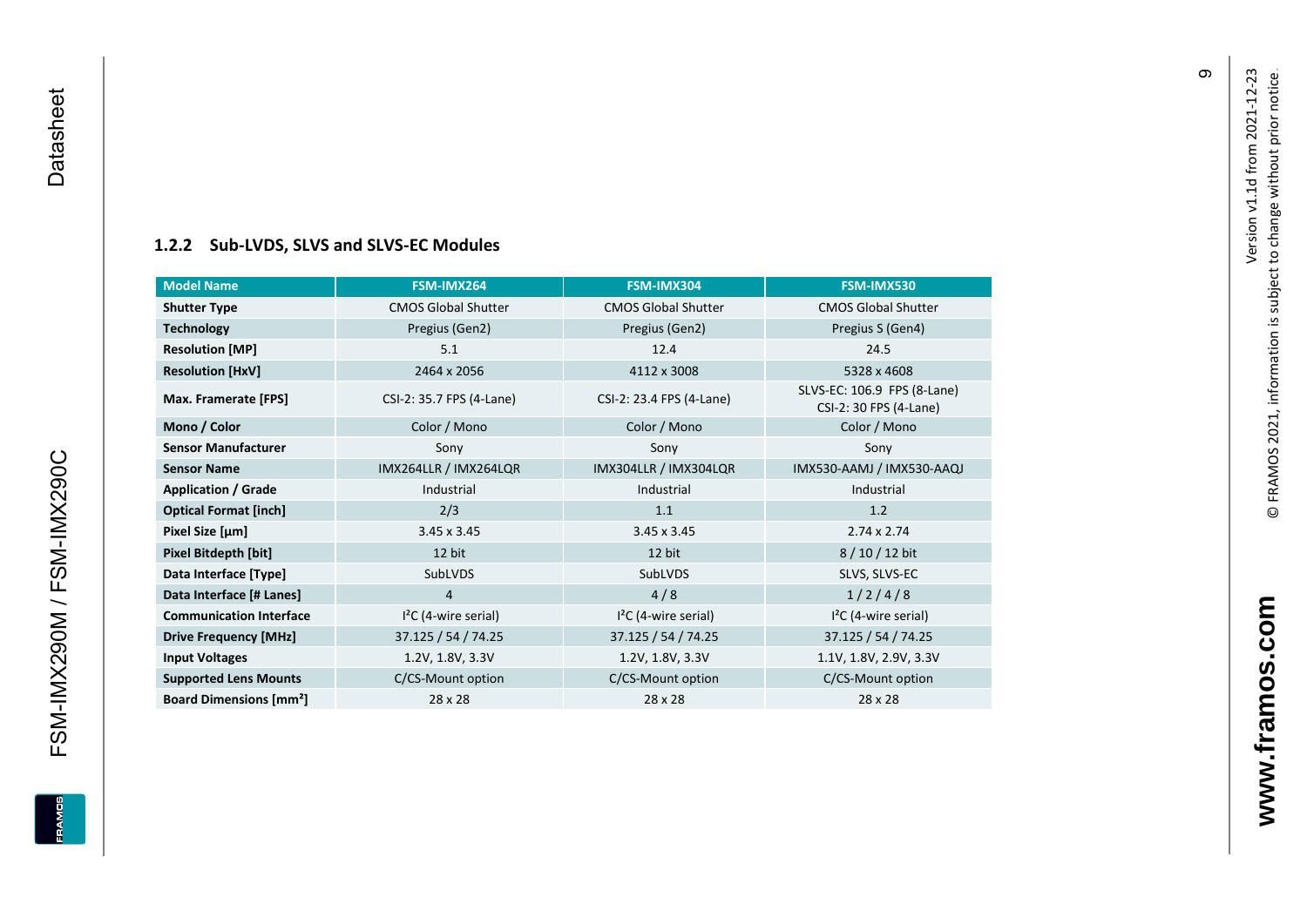### 1.2.2 Sub-LVDS, SLVS and SLVS-EC Modules

| Model Name | FSM-IMX264 | FSM-IMX304 | FSM-IMX530 |
|---|---|---|---|
| **Shutter Type** | CMOS Global Shutter | CMOS Global Shutter | CMOS Global Shutter |
| **Technology** | Pregius (Gen2) | Pregius (Gen2) | Pregius S (Gen4) |
| **Resolution [MP]** | 5.1 | 12.4 | 24.5 |
| **Resolution [HxV]** | 2464 x 2056 | 4112 x 3008 | 5328 x 4608 |
| **Max. Framerate [FPS]** | CSI-2: 35.7 FPS (4-Lane) | CSI-2: 23.4 FPS (4-Lane) | SLVS-EC: 106.9 FPS (8-Lane)<br>CSI-2: 30 FPS (4-Lane) |
| **Mono / Color** | Color / Mono | Color / Mono | Color / Mono |
| **Sensor Manufacturer** | Sony | Sony | Sony |
| **Sensor Name** | IMX264LLR / IMX264LQR | IMX304LLR / IMX304LQR | IMX530-AAMJ / IMX530-AAQJ |
| **Application / Grade** | Industrial | Industrial | Industrial |
| **Optical Format [inch]** | 2/3 | 1.1 | 1.2 |
| **Pixel Size [µm]** | 3.45 x 3.45 | 3.45 x 3.45 | 2.74 x 2.74 |
| **Pixel Bitdepth [bit]** | 12 bit | 12 bit | 8 / 10 / 12 bit |
| **Data Interface [Type]** | SubLVDS | SubLVDS | SLVS, SLVS-EC |
| **Data Interface [# Lanes]** | 4 | 4 / 8 | 1 / 2 / 4 / 8 |
| **Communication Interface** | I²C (4-wire serial) | I²C (4-wire serial) | I²C (4-wire serial) |
| **Drive Frequency [MHz]** | 37.125 / 54 / 74.25 | 37.125 / 54 / 74.25 | 37.125 / 54 / 74.25 |
| **Input Voltages** | 1.2V, 1.8V, 3.3V | 1.2V, 1.8V, 3.3V | 1.1V, 1.8V, 2.9V, 3.3V |
| **Supported Lens Mounts** | C/CS-Mount option | C/CS-Mount option | C/CS-Mount option |
| **Board Dimensions [mm²]** | 28 x 28 | 28 x 28 | 28 x 28 |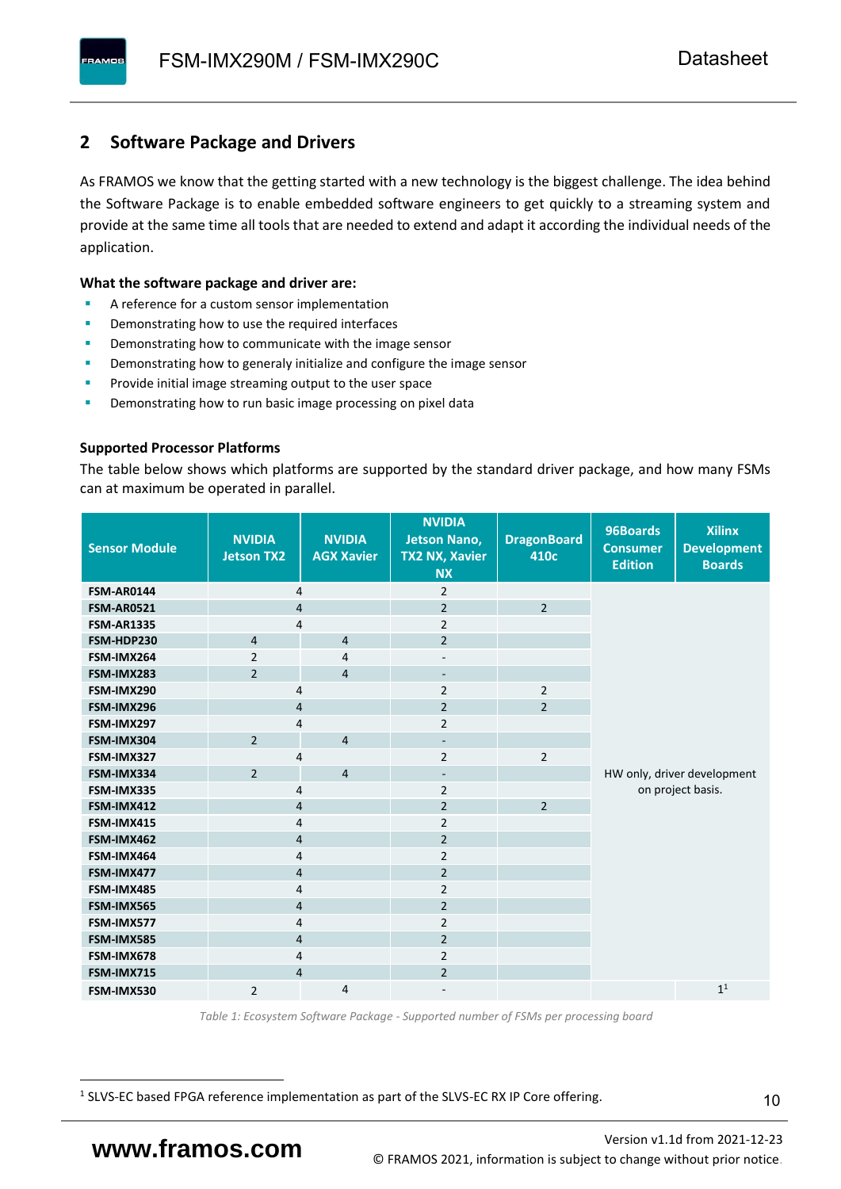## 2 Software Package and Drivers

As FRAMOS we know that the getting started with a new technology is the biggest challenge. The idea behind the Software Package is to enable embedded software engineers to get quickly to a streaming system and provide at the same time all tools that are needed to extend and adapt it according the individual needs of the application.

**What the software package and driver are:**

- A reference for a custom sensor implementation
- Demonstrating how to use the required interfaces
- Demonstrating how to communicate with the image sensor
- Demonstrating how to generaly initialize and configure the image sensor
- Provide initial image streaming output to the user space
- Demonstrating how to run basic image processing on pixel data

**Supported Processor Platforms**

The table below shows which platforms are supported by the standard driver package, and how many FSMs can at maximum be operated in parallel.

| Sensor Module | NVIDIA Jetson TX2 | NVIDIA AGX Xavier | NVIDIA Jetson Nano, TX2 NX, Xavier NX | DragonBoard 410c | 96Boards Consumer Edition | Xilinx Development Boards |
|---|---|---|---|---|---|---|
| FSM-AR0144 | 4 | | 2 | | HW only, driver development on project basis. | |
| FSM-AR0521 | 4 | | 2 | 2 | | |
| FSM-AR1335 | 4 | | 2 | | | |
| FSM-HDP230 | 4 | 4 | 2 | | | |
| FSM-IMX264 | 2 | 4 | - | | | |
| FSM-IMX283 | 2 | 4 | - | | | |
| FSM-IMX290 | 4 | | 2 | 2 | | |
| FSM-IMX296 | 4 | | 2 | 2 | | |
| FSM-IMX297 | 4 | | 2 | | | |
| FSM-IMX304 | 2 | 4 | - | | | |
| FSM-IMX327 | 4 | | 2 | 2 | | |
| FSM-IMX334 | 2 | 4 | - | | | |
| FSM-IMX335 | 4 | | 2 | | | |
| FSM-IMX412 | 4 | | 2 | 2 | | |
| FSM-IMX415 | 4 | | 2 | | | |
| FSM-IMX462 | 4 | | 2 | | | |
| FSM-IMX464 | 4 | | 2 | | | |
| FSM-IMX477 | 4 | | 2 | | | |
| FSM-IMX485 | 4 | | 2 | | | |
| FSM-IMX565 | 4 | | 2 | | | |
| FSM-IMX577 | 4 | | 2 | | | |
| FSM-IMX585 | 4 | | 2 | | | |
| FSM-IMX678 | 4 | | 2 | | | |
| FSM-IMX715 | 4 | | 2 | | | |
| FSM-IMX530 | 2 | 4 | - | | | 1[1] |

*Table 1: Ecosystem Software Package - Supported number of FSMs per processing board*

[1] SLVS-EC based FPGA reference implementation as part of the SLVS-EC RX IP Core offering.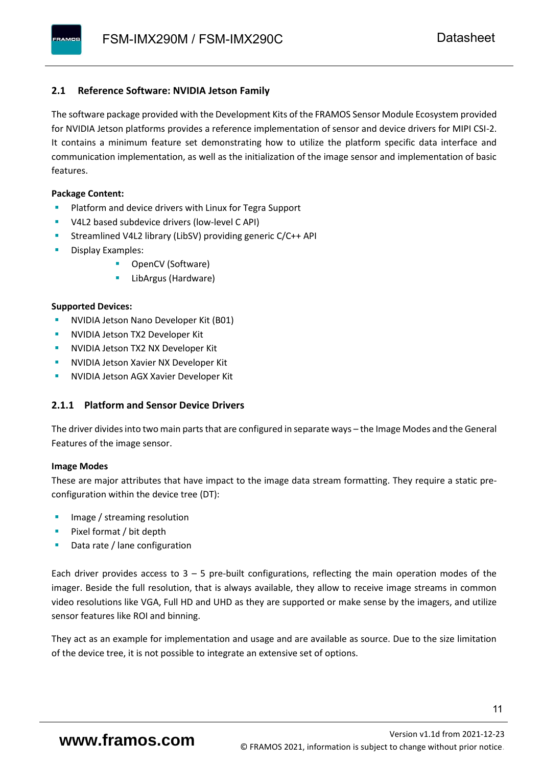## 2.1 Reference Software: NVIDIA Jetson Family

The software package provided with the Development Kits of the FRAMOS Sensor Module Ecosystem provided for NVIDIA Jetson platforms provides a reference implementation of sensor and device drivers for MIPI CSI-2. It contains a minimum feature set demonstrating how to utilize the platform specific data interface and communication implementation, as well as the initialization of the image sensor and implementation of basic features.

**Package Content:**

- Platform and device drivers with Linux for Tegra Support
- V4L2 based subdevice drivers (low-level C API)
- Streamlined V4L2 library (LibSV) providing generic C/C++ API
- Display Examples:
    - OpenCV (Software)
    - LibArgus (Hardware)

**Supported Devices:**

- NVIDIA Jetson Nano Developer Kit (B01)
- NVIDIA Jetson TX2 Developer Kit
- NVIDIA Jetson TX2 NX Developer Kit
- NVIDIA Jetson Xavier NX Developer Kit
- NVIDIA Jetson AGX Xavier Developer Kit

### 2.1.1 Platform and Sensor Device Drivers

The driver divides into two main parts that are configured in separate ways – the Image Modes and the General Features of the image sensor.

**Image Modes**

These are major attributes that have impact to the image data stream formatting. They require a static pre-configuration within the device tree (DT):

- Image / streaming resolution
- Pixel format / bit depth
- Data rate / lane configuration

Each driver provides access to 3 – 5 pre-built configurations, reflecting the main operation modes of the imager. Beside the full resolution, that is always available, they allow to receive image streams in common video resolutions like VGA, Full HD and UHD as they are supported or make sense by the imagers, and utilize sensor features like ROI and binning.

They act as an example for implementation and usage and are available as source. Due to the size limitation of the device tree, it is not possible to integrate an extensive set of options.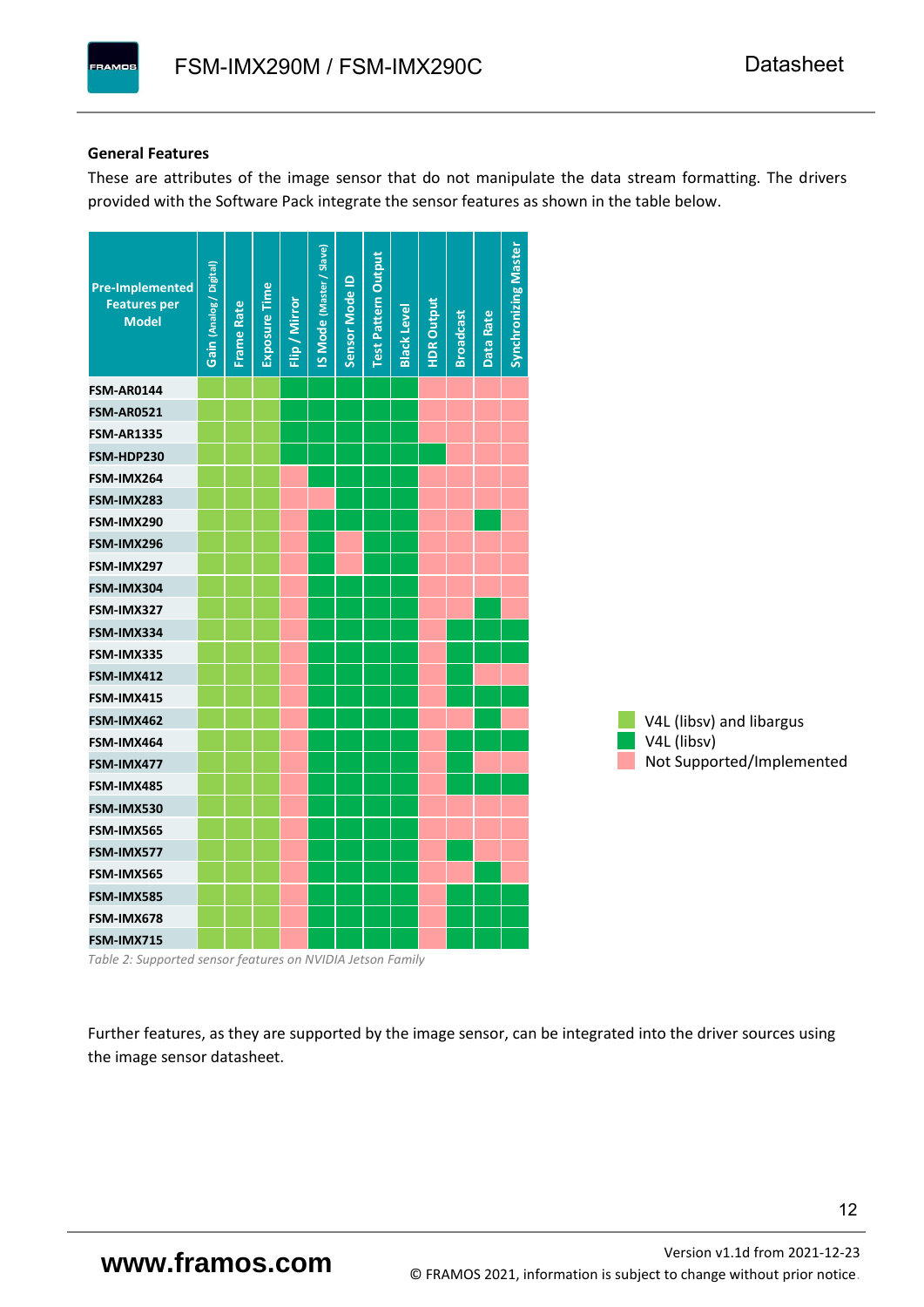**General Features**

These are attributes of the image sensor that do not manipulate the data stream formatting. The drivers provided with the Software Pack integrate the sensor features as shown in the table below.

| Pre-Implemented Features per Model | Gain (Analog / Digital) | Frame Rate | Exposure Time | Flip / Mirror | IS Mode (Master / Slave) | Sensor Mode ID | Test Pattern Output | Black Level | HDR Output | Broadcast | Data Rate | Synchronizing Master |
|---|---|---|---|---|---|---|---|---|---|---|---|---|
| FSM-AR0144 | V4L (libsv) and libargus | V4L (libsv) and libargus | V4L (libsv) and libargus | V4L (libsv) | V4L (libsv) | V4L (libsv) | V4L (libsv) | V4L (libsv) | Not Supported/Implemented | Not Supported/Implemented | Not Supported/Implemented | Not Supported/Implemented |
| FSM-AR0521 | V4L (libsv) and libargus | V4L (libsv) and libargus | V4L (libsv) and libargus | V4L (libsv) | V4L (libsv) | V4L (libsv) | V4L (libsv) | V4L (libsv) | Not Supported/Implemented | Not Supported/Implemented | Not Supported/Implemented | Not Supported/Implemented |
| FSM-AR1335 | V4L (libsv) and libargus | V4L (libsv) and libargus | V4L (libsv) and libargus | V4L (libsv) | V4L (libsv) | V4L (libsv) | V4L (libsv) | V4L (libsv) | Not Supported/Implemented | Not Supported/Implemented | Not Supported/Implemented | Not Supported/Implemented |
| FSM-HDP230 | V4L (libsv) and libargus | V4L (libsv) and libargus | V4L (libsv) and libargus | V4L (libsv) | V4L (libsv) | V4L (libsv) | V4L (libsv) | V4L (libsv) | V4L (libsv) | Not Supported/Implemented | Not Supported/Implemented | Not Supported/Implemented |
| FSM-IMX264 | V4L (libsv) and libargus | V4L (libsv) and libargus | V4L (libsv) and libargus | Not Supported/Implemented | V4L (libsv) | V4L (libsv) | V4L (libsv) | V4L (libsv) | Not Supported/Implemented | Not Supported/Implemented | Not Supported/Implemented | Not Supported/Implemented |
| FSM-IMX283 | V4L (libsv) and libargus | V4L (libsv) and libargus | V4L (libsv) and libargus | Not Supported/Implemented | Not Supported/Implemented | V4L (libsv) | V4L (libsv) | V4L (libsv) | Not Supported/Implemented | Not Supported/Implemented | Not Supported/Implemented | Not Supported/Implemented |
| FSM-IMX290 | V4L (libsv) and libargus | V4L (libsv) and libargus | V4L (libsv) and libargus | Not Supported/Implemented | V4L (libsv) | V4L (libsv) | V4L (libsv) | V4L (libsv) | Not Supported/Implemented | Not Supported/Implemented | V4L (libsv) | Not Supported/Implemented |
| FSM-IMX296 | V4L (libsv) and libargus | V4L (libsv) and libargus | V4L (libsv) and libargus | Not Supported/Implemented | V4L (libsv) | Not Supported/Implemented | V4L (libsv) | V4L (libsv) | Not Supported/Implemented | Not Supported/Implemented | Not Supported/Implemented | Not Supported/Implemented |
| FSM-IMX297 | V4L (libsv) and libargus | V4L (libsv) and libargus | V4L (libsv) and libargus | Not Supported/Implemented | V4L (libsv) | Not Supported/Implemented | V4L (libsv) | V4L (libsv) | Not Supported/Implemented | Not Supported/Implemented | Not Supported/Implemented | Not Supported/Implemented |
| FSM-IMX304 | V4L (libsv) and libargus | V4L (libsv) and libargus | V4L (libsv) and libargus | Not Supported/Implemented | V4L (libsv) | V4L (libsv) | V4L (libsv) | V4L (libsv) | Not Supported/Implemented | Not Supported/Implemented | Not Supported/Implemented | Not Supported/Implemented |
| FSM-IMX327 | V4L (libsv) and libargus | V4L (libsv) and libargus | V4L (libsv) and libargus | Not Supported/Implemented | V4L (libsv) | V4L (libsv) | V4L (libsv) | V4L (libsv) | Not Supported/Implemented | Not Supported/Implemented | V4L (libsv) | Not Supported/Implemented |
| FSM-IMX334 | V4L (libsv) and libargus | V4L (libsv) and libargus | V4L (libsv) and libargus | Not Supported/Implemented | V4L (libsv) | V4L (libsv) | V4L (libsv) | V4L (libsv) | Not Supported/Implemented | V4L (libsv) | V4L (libsv) | V4L (libsv) |
| FSM-IMX335 | V4L (libsv) and libargus | V4L (libsv) and libargus | V4L (libsv) and libargus | Not Supported/Implemented | V4L (libsv) | V4L (libsv) | V4L (libsv) | V4L (libsv) | Not Supported/Implemented | V4L (libsv) | V4L (libsv) | V4L (libsv) |
| FSM-IMX412 | V4L (libsv) and libargus | V4L (libsv) and libargus | V4L (libsv) and libargus | Not Supported/Implemented | V4L (libsv) | V4L (libsv) | V4L (libsv) | V4L (libsv) | Not Supported/Implemented | V4L (libsv) | Not Supported/Implemented | Not Supported/Implemented |
| FSM-IMX415 | V4L (libsv) and libargus | V4L (libsv) and libargus | V4L (libsv) and libargus | Not Supported/Implemented | V4L (libsv) | V4L (libsv) | V4L (libsv) | V4L (libsv) | Not Supported/Implemented | V4L (libsv) | V4L (libsv) | V4L (libsv) |
| FSM-IMX462 | V4L (libsv) and libargus | V4L (libsv) and libargus | V4L (libsv) and libargus | Not Supported/Implemented | V4L (libsv) | V4L (libsv) | V4L (libsv) | V4L (libsv) | Not Supported/Implemented | Not Supported/Implemented | V4L (libsv) | Not Supported/Implemented |
| FSM-IMX464 | V4L (libsv) and libargus | V4L (libsv) and libargus | V4L (libsv) and libargus | Not Supported/Implemented | V4L (libsv) | V4L (libsv) | V4L (libsv) | V4L (libsv) | Not Supported/Implemented | V4L (libsv) | V4L (libsv) | V4L (libsv) |
| FSM-IMX477 | V4L (libsv) and libargus | V4L (libsv) and libargus | V4L (libsv) and libargus | Not Supported/Implemented | V4L (libsv) | V4L (libsv) | V4L (libsv) | V4L (libsv) | Not Supported/Implemented | V4L (libsv) | Not Supported/Implemented | Not Supported/Implemented |
| FSM-IMX485 | V4L (libsv) and libargus | V4L (libsv) and libargus | V4L (libsv) and libargus | Not Supported/Implemented | V4L (libsv) | V4L (libsv) | V4L (libsv) | V4L (libsv) | Not Supported/Implemented | V4L (libsv) | V4L (libsv) | V4L (libsv) |
| FSM-IMX530 | V4L (libsv) and libargus | V4L (libsv) and libargus | V4L (libsv) and libargus | Not Supported/Implemented | V4L (libsv) | V4L (libsv) | V4L (libsv) | V4L (libsv) | Not Supported/Implemented | Not Supported/Implemented | Not Supported/Implemented | Not Supported/Implemented |
| FSM-IMX565 | V4L (libsv) and libargus | V4L (libsv) and libargus | V4L (libsv) and libargus | Not Supported/Implemented | V4L (libsv) | V4L (libsv) | V4L (libsv) | V4L (libsv) | Not Supported/Implemented | Not Supported/Implemented | Not Supported/Implemented | Not Supported/Implemented |
| FSM-IMX577 | V4L (libsv) and libargus | V4L (libsv) and libargus | V4L (libsv) and libargus | Not Supported/Implemented | V4L (libsv) | V4L (libsv) | V4L (libsv) | V4L (libsv) | Not Supported/Implemented | V4L (libsv) | Not Supported/Implemented | Not Supported/Implemented |
| FSM-IMX565 | V4L (libsv) and libargus | V4L (libsv) and libargus | V4L (libsv) and libargus | Not Supported/Implemented | V4L (libsv) | V4L (libsv) | V4L (libsv) | V4L (libsv) | Not Supported/Implemented | Not Supported/Implemented | V4L (libsv) | Not Supported/Implemented |
| FSM-IMX585 | V4L (libsv) and libargus | V4L (libsv) and libargus | V4L (libsv) and libargus | Not Supported/Implemented | V4L (libsv) | V4L (libsv) | V4L (libsv) | V4L (libsv) | Not Supported/Implemented | V4L (libsv) | V4L (libsv) | V4L (libsv) |
| FSM-IMX678 | V4L (libsv) and libargus | V4L (libsv) and libargus | V4L (libsv) and libargus | Not Supported/Implemented | V4L (libsv) | V4L (libsv) | V4L (libsv) | V4L (libsv) | Not Supported/Implemented | V4L (libsv) | V4L (libsv) | V4L (libsv) |
| FSM-IMX715 | V4L (libsv) and libargus | V4L (libsv) and libargus | V4L (libsv) and libargus | Not Supported/Implemented | V4L (libsv) | V4L (libsv) | V4L (libsv) | V4L (libsv) | Not Supported/Implemented | V4L (libsv) | V4L (libsv) | V4L (libsv) |

*Table 2: Supported sensor features on NVIDIA Jetson Family*

Legend:
- V4L (libsv) and libargus
- V4L (libsv)
- Not Supported/Implemented

Further features, as they are supported by the image sensor, can be integrated into the driver sources using the image sensor datasheet.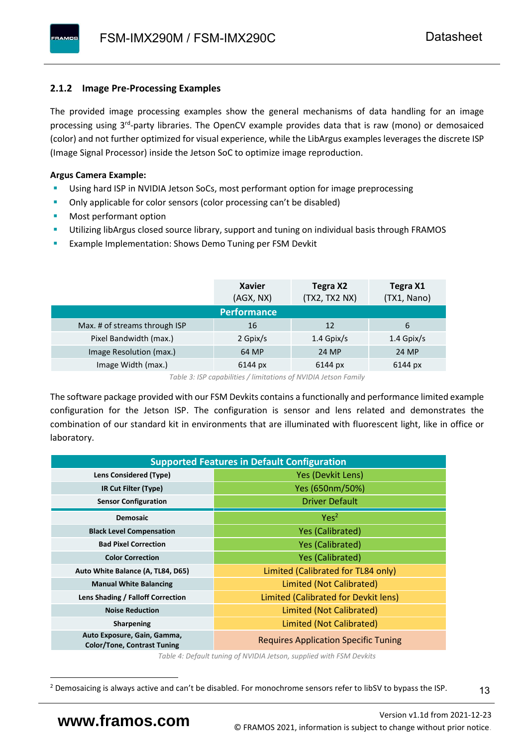### 2.1.2 Image Pre-Processing Examples

The provided image processing examples show the general mechanisms of data handling for an image processing using 3rd-party libraries. The OpenCV example provides data that is raw (mono) or demosaiced (color) and not further optimized for visual experience, while the LibArgus examples leverages the discrete ISP (Image Signal Processor) inside the Jetson SoC to optimize image reproduction.

**Argus Camera Example:**

- Using hard ISP in NVIDIA Jetson SoCs, most performant option for image preprocessing
- Only applicable for color sensors (color processing can't be disabled)
- Most performant option
- Utilizing libArgus closed source library, support and tuning on individual basis through FRAMOS
- Example Implementation: Shows Demo Tuning per FSM Devkit

| | **Xavier** (AGX, NX) | **Tegra X2** (TX2, TX2 NX) | **Tegra X1** (TX1, Nano) |
|---|---|---|---|
| **Performance** | | | |
| Max. # of streams through ISP | 16 | 12 | 6 |
| Pixel Bandwidth (max.) | 2 Gpix/s | 1.4 Gpix/s | 1.4 Gpix/s |
| Image Resolution (max.) | 64 MP | 24 MP | 24 MP |
| Image Width (max.) | 6144 px | 6144 px | 6144 px |

*Table 3: ISP capabilities / limitations of NVIDIA Jetson Family*

The software package provided with our FSM Devkits contains a functionally and performance limited example configuration for the Jetson ISP. The configuration is sensor and lens related and demonstrates the combination of our standard kit in environments that are illuminated with fluorescent light, like in office or laboratory.

| **Supported Features in Default Configuration** | |
|---|---|
| **Lens Considered (Type)** | Yes (Devkit Lens) |
| **IR Cut Filter (Type)** | Yes (650nm/50%) |
| **Sensor Configuration** | Driver Default |
| **Demosaic** | Yes[2] |
| **Black Level Compensation** | Yes (Calibrated) |
| **Bad Pixel Correction** | Yes (Calibrated) |
| **Color Correction** | Yes (Calibrated) |
| **Auto White Balance (A, TL84, D65)** | Limited (Calibrated for TL84 only) |
| **Manual White Balancing** | Limited (Not Calibrated) |
| **Lens Shading / Falloff Correction** | Limited (Calibrated for Devkit lens) |
| **Noise Reduction** | Limited (Not Calibrated) |
| **Sharpening** | Limited (Not Calibrated) |
| **Auto Exposure, Gain, Gamma, Color/Tone, Contrast Tuning** | Requires Application Specific Tuning |

*Table 4: Default tuning of NVIDIA Jetson, supplied with FSM Devkits*

[2] Demosaicing is always active and can't be disabled. For monochrome sensors refer to libSV to bypass the ISP.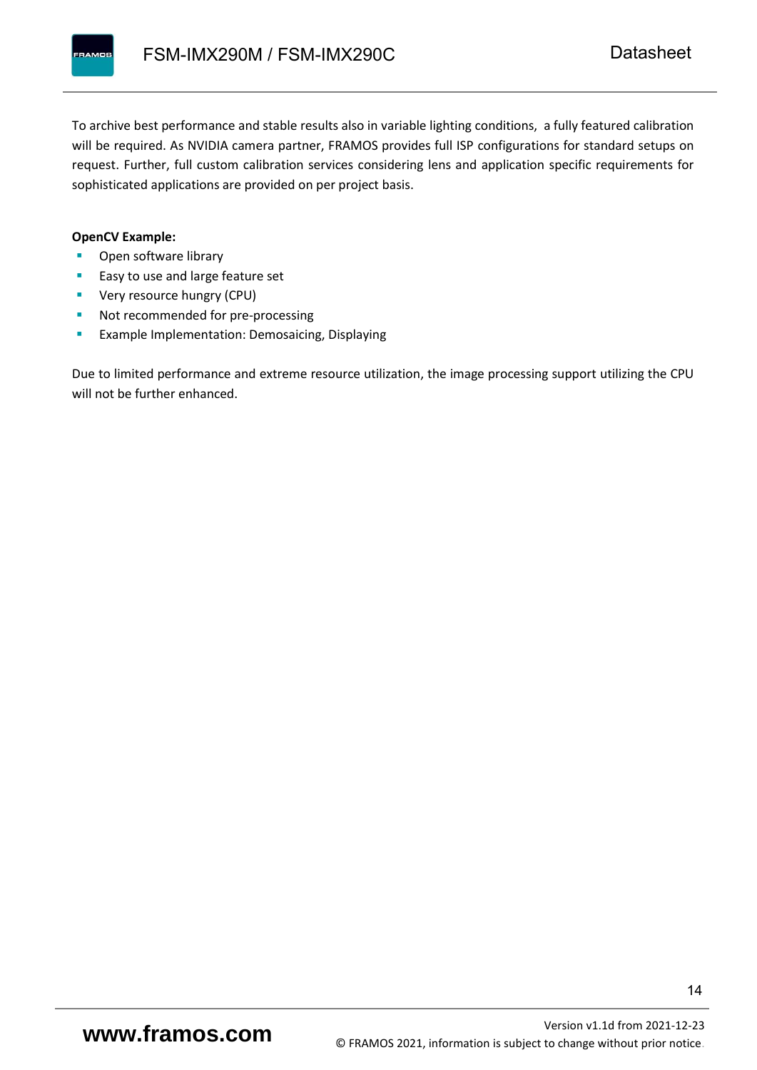To archive best performance and stable results also in variable lighting conditions,  a fully featured calibration will be required. As NVIDIA camera partner, FRAMOS provides full ISP configurations for standard setups on request. Further, full custom calibration services considering lens and application specific requirements for sophisticated applications are provided on per project basis.

**OpenCV Example:**

- Open software library
- Easy to use and large feature set
- Very resource hungry (CPU)
- Not recommended for pre-processing
- Example Implementation: Demosaicing, Displaying

Due to limited performance and extreme resource utilization, the image processing support utilizing the CPU will not be further enhanced.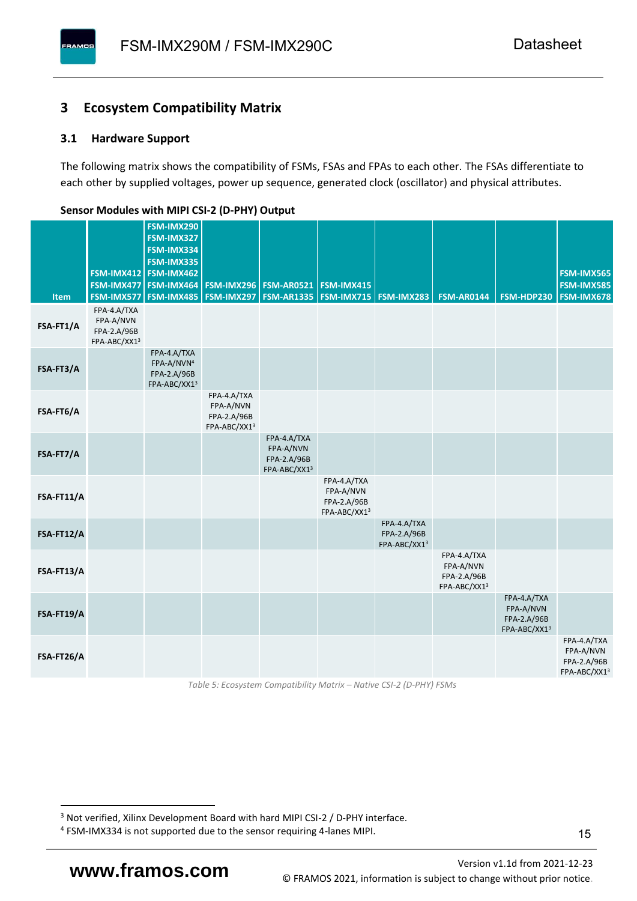## 3 Ecosystem Compatibility Matrix

### 3.1 Hardware Support

The following matrix shows the compatibility of FSMs, FSAs and FPAs to each other. The FSAs differentiate to each other by supplied voltages, power up sequence, generated clock (oscillator) and physical attributes.

**Sensor Modules with MIPI CSI-2 (D-PHY) Output**

| Item | FSM-IMX412 FSM-IMX477 FSM-IMX577 | FSM-IMX290 FSM-IMX327 FSM-IMX334 FSM-IMX335 FSM-IMX462 FSM-IMX464 FSM-IMX485 | FSM-IMX296 FSM-IMX297 | FSM-AR0521 FSM-AR1335 | FSM-IMX415 FSM-IMX715 | FSM-IMX283 | FSM-AR0144 | FSM-HDP230 | FSM-IMX565 FSM-IMX585 FSM-IMX678 |
|---|---|---|---|---|---|---|---|---|---|
| **FSA-FT1/A** | FPA-4.A/TXA FPA-A/NVN FPA-2.A/96B FPA-ABC/XX1[3] | | | | | | | | |
| **FSA-FT3/A** | | FPA-4.A/TXA FPA-A/NVN[4] FPA-2.A/96B FPA-ABC/XX1[3] | | | | | | | |
| **FSA-FT6/A** | | | FPA-4.A/TXA FPA-A/NVN FPA-2.A/96B FPA-ABC/XX1[3] | | | | | | |
| **FSA-FT7/A** | | | | FPA-4.A/TXA FPA-A/NVN FPA-2.A/96B FPA-ABC/XX1[3] | | | | | |
| **FSA-FT11/A** | | | | | FPA-4.A/TXA FPA-A/NVN FPA-2.A/96B FPA-ABC/XX1[3] | | | | |
| **FSA-FT12/A** | | | | | | FPA-4.A/TXA FPA-2.A/96B FPA-ABC/XX1[3] | | | |
| **FSA-FT13/A** | | | | | | | FPA-4.A/TXA FPA-A/NVN FPA-2.A/96B FPA-ABC/XX1[3] | | |
| **FSA-FT19/A** | | | | | | | | FPA-4.A/TXA FPA-A/NVN FPA-2.A/96B FPA-ABC/XX1[3] | |
| **FSA-FT26/A** | | | | | | | | | FPA-4.A/TXA FPA-A/NVN FPA-2.A/96B FPA-ABC/XX1[3] |

*Table 5: Ecosystem Compatibility Matrix – Native CSI-2 (D-PHY) FSMs*

[3] Not verified, Xilinx Development Board with hard MIPI CSI-2 / D-PHY interface.

[4] FSM-IMX334 is not supported due to the sensor requiring 4-lanes MIPI.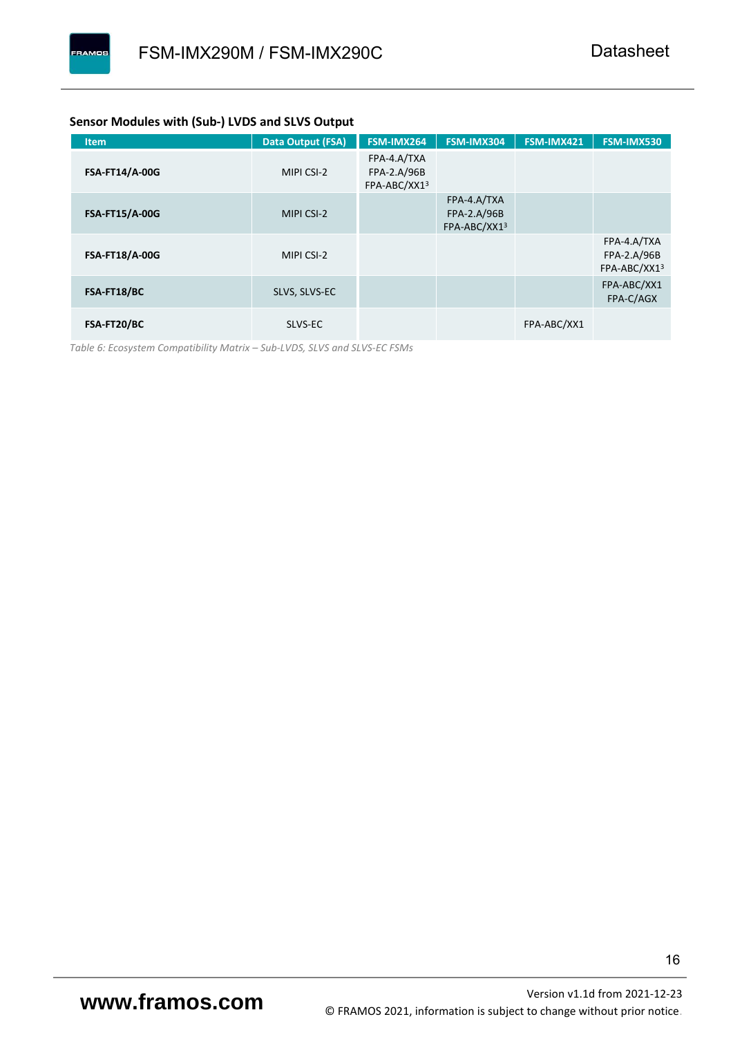**Sensor Modules with (Sub-) LVDS and SLVS Output**

| Item | Data Output (FSA) | FSM-IMX264 | FSM-IMX304 | FSM-IMX421 | FSM-IMX530 |
|---|---|---|---|---|---|
| **FSA-FT14/A-00G** | MIPI CSI-2 | FPA-4.A/TXA FPA-2.A/96B FPA-ABC/XX1[3] | | | |
| **FSA-FT15/A-00G** | MIPI CSI-2 | | FPA-4.A/TXA FPA-2.A/96B FPA-ABC/XX1[3] | | |
| **FSA-FT18/A-00G** | MIPI CSI-2 | | | | FPA-4.A/TXA FPA-2.A/96B FPA-ABC/XX1[3] |
| **FSA-FT18/BC** | SLVS, SLVS-EC | | | | FPA-ABC/XX1 FPA-C/AGX |
| **FSA-FT20/BC** | SLVS-EC | | | FPA-ABC/XX1 | |

*Table 6: Ecosystem Compatibility Matrix – Sub-LVDS, SLVS and SLVS-EC FSMs*